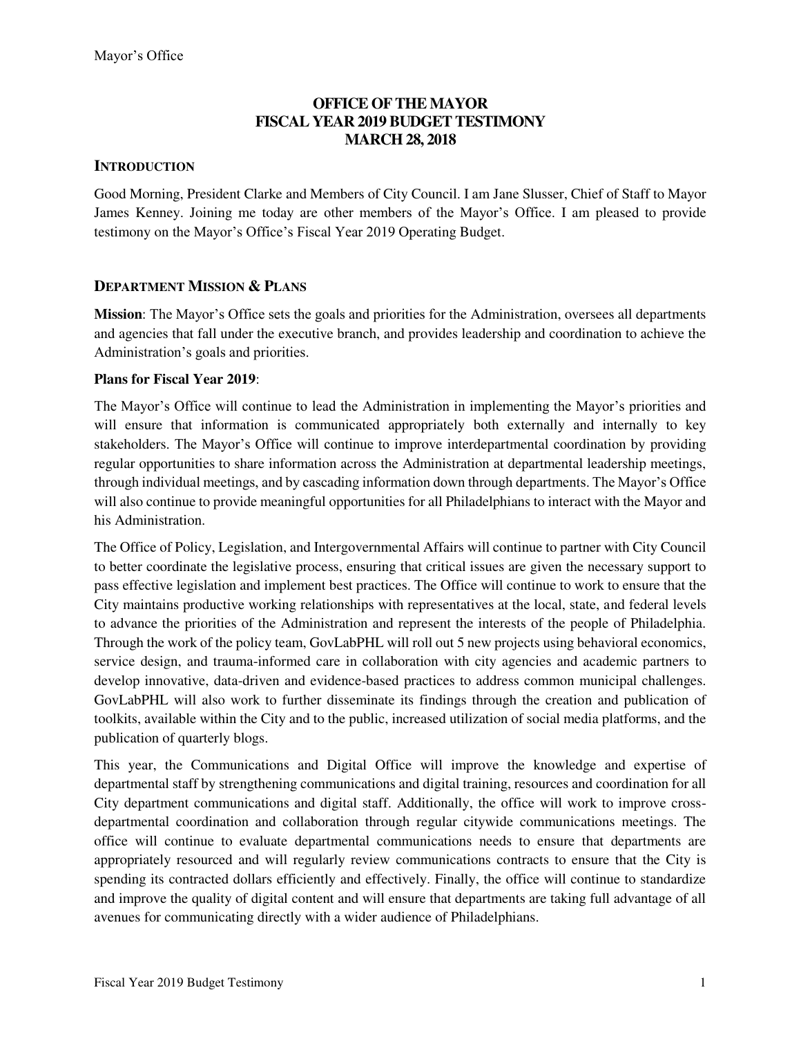# OFFICE OF THE MAYOR
# FISCAL YEAR 2019 BUDGET TESTIMONY
# MARCH 28, 2018

## INTRODUCTION

Good Morning, President Clarke and Members of City Council. I am Jane Slusser, Chief of Staff to Mayor James Kenney. Joining me today are other members of the Mayor's Office. I am pleased to provide testimony on the Mayor's Office's Fiscal Year 2019 Operating Budget.

## DEPARTMENT MISSION & PLANS

**Mission**: The Mayor's Office sets the goals and priorities for the Administration, oversees all departments and agencies that fall under the executive branch, and provides leadership and coordination to achieve the Administration's goals and priorities.

**Plans for Fiscal Year 2019**:

The Mayor's Office will continue to lead the Administration in implementing the Mayor's priorities and will ensure that information is communicated appropriately both externally and internally to key stakeholders. The Mayor's Office will continue to improve interdepartmental coordination by providing regular opportunities to share information across the Administration at departmental leadership meetings, through individual meetings, and by cascading information down through departments. The Mayor's Office will also continue to provide meaningful opportunities for all Philadelphians to interact with the Mayor and his Administration.

The Office of Policy, Legislation, and Intergovernmental Affairs will continue to partner with City Council to better coordinate the legislative process, ensuring that critical issues are given the necessary support to pass effective legislation and implement best practices. The Office will continue to work to ensure that the City maintains productive working relationships with representatives at the local, state, and federal levels to advance the priorities of the Administration and represent the interests of the people of Philadelphia. Through the work of the policy team, GovLabPHL will roll out 5 new projects using behavioral economics, service design, and trauma-informed care in collaboration with city agencies and academic partners to develop innovative, data-driven and evidence-based practices to address common municipal challenges. GovLabPHL will also work to further disseminate its findings through the creation and publication of toolkits, available within the City and to the public, increased utilization of social media platforms, and the publication of quarterly blogs.

This year, the Communications and Digital Office will improve the knowledge and expertise of departmental staff by strengthening communications and digital training, resources and coordination for all City department communications and digital staff. Additionally, the office will work to improve cross-departmental coordination and collaboration through regular citywide communications meetings. The office will continue to evaluate departmental communications needs to ensure that departments are appropriately resourced and will regularly review communications contracts to ensure that the City is spending its contracted dollars efficiently and effectively. Finally, the office will continue to standardize and improve the quality of digital content and will ensure that departments are taking full advantage of all avenues for communicating directly with a wider audience of Philadelphians.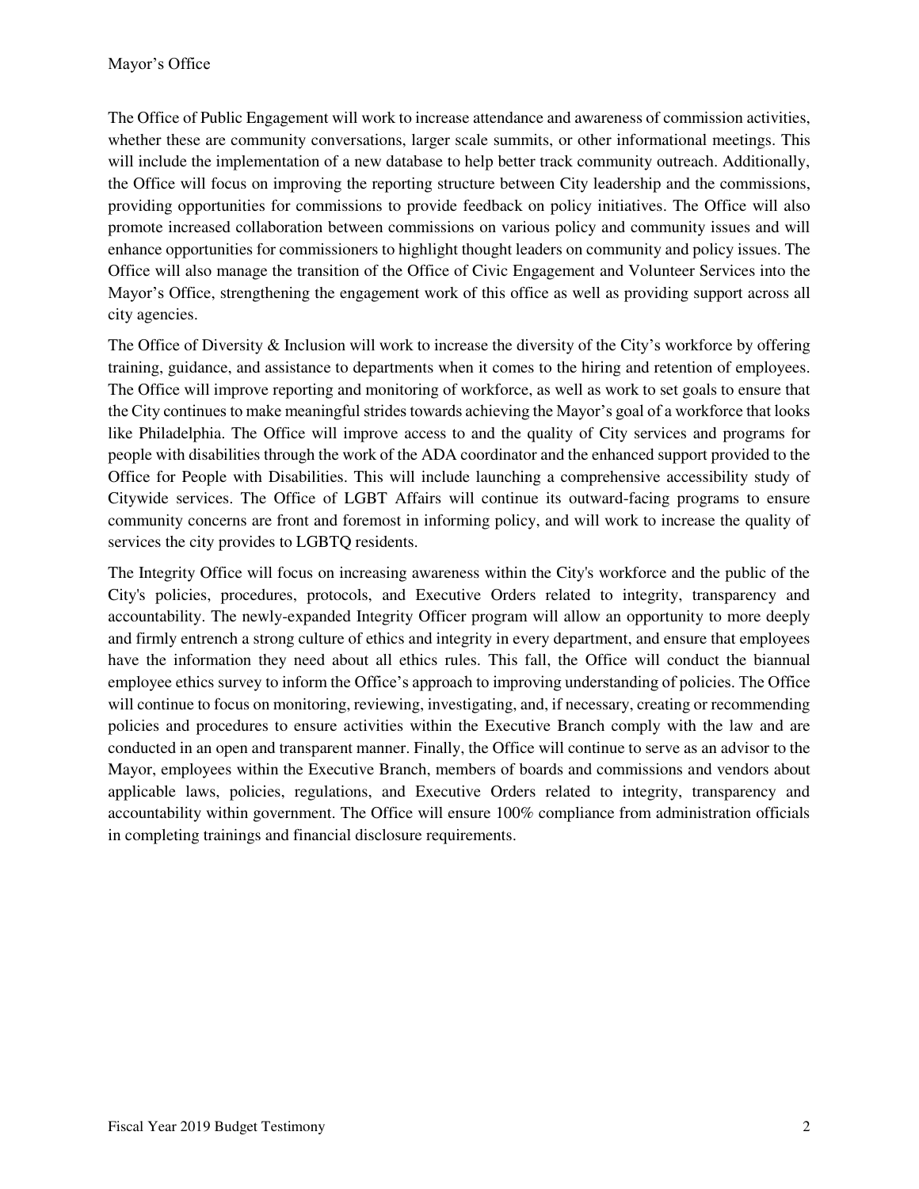The Office of Public Engagement will work to increase attendance and awareness of commission activities, whether these are community conversations, larger scale summits, or other informational meetings. This will include the implementation of a new database to help better track community outreach. Additionally, the Office will focus on improving the reporting structure between City leadership and the commissions, providing opportunities for commissions to provide feedback on policy initiatives. The Office will also promote increased collaboration between commissions on various policy and community issues and will enhance opportunities for commissioners to highlight thought leaders on community and policy issues. The Office will also manage the transition of the Office of Civic Engagement and Volunteer Services into the Mayor's Office, strengthening the engagement work of this office as well as providing support across all city agencies.

The Office of Diversity & Inclusion will work to increase the diversity of the City's workforce by offering training, guidance, and assistance to departments when it comes to the hiring and retention of employees. The Office will improve reporting and monitoring of workforce, as well as work to set goals to ensure that the City continues to make meaningful strides towards achieving the Mayor's goal of a workforce that looks like Philadelphia. The Office will improve access to and the quality of City services and programs for people with disabilities through the work of the ADA coordinator and the enhanced support provided to the Office for People with Disabilities. This will include launching a comprehensive accessibility study of Citywide services. The Office of LGBT Affairs will continue its outward-facing programs to ensure community concerns are front and foremost in informing policy, and will work to increase the quality of services the city provides to LGBTQ residents.

The Integrity Office will focus on increasing awareness within the City's workforce and the public of the City's policies, procedures, protocols, and Executive Orders related to integrity, transparency and accountability. The newly-expanded Integrity Officer program will allow an opportunity to more deeply and firmly entrench a strong culture of ethics and integrity in every department, and ensure that employees have the information they need about all ethics rules. This fall, the Office will conduct the biannual employee ethics survey to inform the Office's approach to improving understanding of policies. The Office will continue to focus on monitoring, reviewing, investigating, and, if necessary, creating or recommending policies and procedures to ensure activities within the Executive Branch comply with the law and are conducted in an open and transparent manner. Finally, the Office will continue to serve as an advisor to the Mayor, employees within the Executive Branch, members of boards and commissions and vendors about applicable laws, policies, regulations, and Executive Orders related to integrity, transparency and accountability within government. The Office will ensure 100% compliance from administration officials in completing trainings and financial disclosure requirements.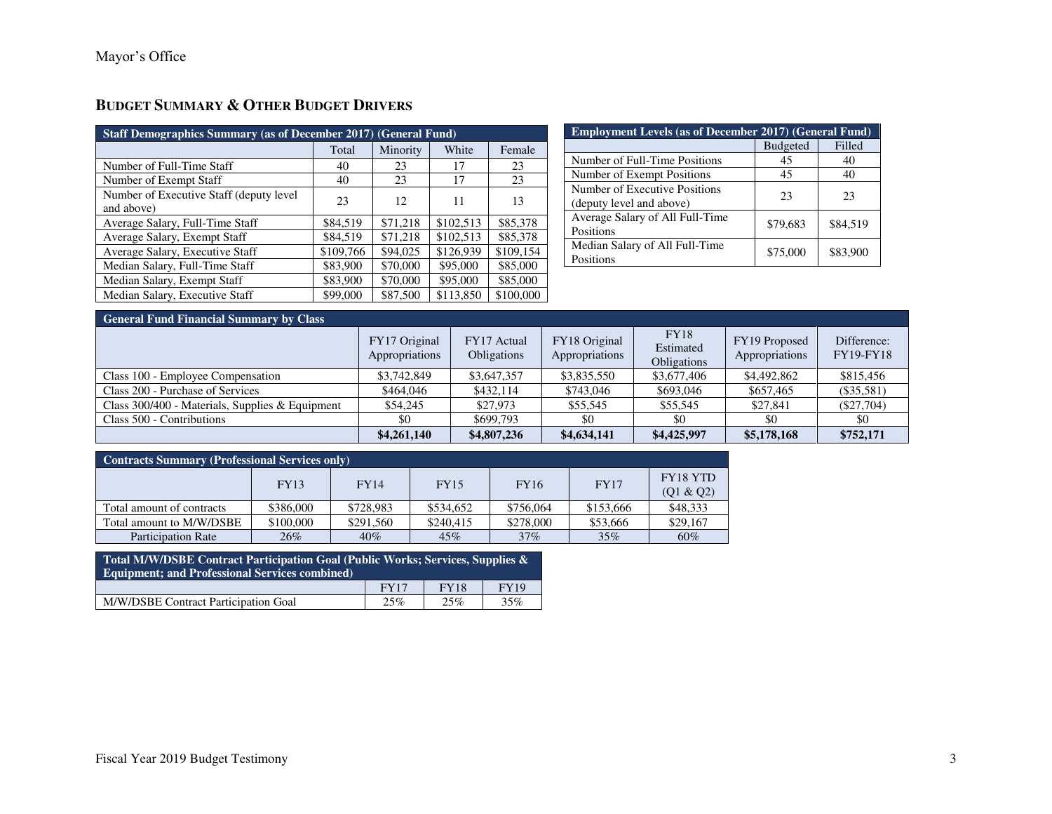Mayor's Office

## BUDGET SUMMARY & OTHER BUDGET DRIVERS

| Staff Demographics Summary (as of December 2017) (General Fund) | | | | |
|---|---|---|---|---|
| | Total | Minority | White | Female |
| Number of Full-Time Staff | 40 | 23 | 17 | 23 |
| Number of Exempt Staff | 40 | 23 | 17 | 23 |
| Number of Executive Staff (deputy level and above) | 23 | 12 | 11 | 13 |
| Average Salary, Full-Time Staff | $84,519 | $71,218 | $102,513 | $85,378 |
| Average Salary, Exempt Staff | $84,519 | $71,218 | $102,513 | $85,378 |
| Average Salary, Executive Staff | $109,766 | $94,025 | $126,939 | $109,154 |
| Median Salary, Full-Time Staff | $83,900 | $70,000 | $95,000 | $85,000 |
| Median Salary, Exempt Staff | $83,900 | $70,000 | $95,000 | $85,000 |
| Median Salary, Executive Staff | $99,000 | $87,500 | $113,850 | $100,000 |

| Employment Levels (as of December 2017) (General Fund) | | |
|---|---|---|
| | Budgeted | Filled |
| Number of Full-Time Positions | 45 | 40 |
| Number of Exempt Positions | 45 | 40 |
| Number of Executive Positions (deputy level and above) | 23 | 23 |
| Average Salary of All Full-Time Positions | $79,683 | $84,519 |
| Median Salary of All Full-Time Positions | $75,000 | $83,900 |

| General Fund Financial Summary by Class | | | | | | |
|---|---|---|---|---|---|---|
| | FY17 Original Appropriations | FY17 Actual Obligations | FY18 Original Appropriations | FY18 Estimated Obligations | FY19 Proposed Appropriations | Difference: FY19-FY18 |
| Class 100 - Employee Compensation | $3,742,849 | $3,647,357 | $3,835,550 | $3,677,406 | $4,492,862 | $815,456 |
| Class 200 - Purchase of Services | $464,046 | $432,114 | $743,046 | $693,046 | $657,465 | ($35,581) |
| Class 300/400 - Materials, Supplies & Equipment | $54,245 | $27,973 | $55,545 | $55,545 | $27,841 | ($27,704) |
| Class 500 - Contributions | $0 | $699,793 | $0 | $0 | $0 | $0 |
| | **$4,261,140** | **$4,807,236** | **$4,634,141** | **$4,425,997** | **$5,178,168** | **$752,171** |

| Contracts Summary (Professional Services only) | | | | | | |
|---|---|---|---|---|---|---|
| | FY13 | FY14 | FY15 | FY16 | FY17 | FY18 YTD (Q1 & Q2) |
| Total amount of contracts | $386,000 | $728,983 | $534,652 | $756,064 | $153,666 | $48,333 |
| Total amount to M/W/DSBE | $100,000 | $291,560 | $240,415 | $278,000 | $53,666 | $29,167 |
| Participation Rate | 26% | 40% | 45% | 37% | 35% | 60% |

| Total M/W/DSBE Contract Participation Goal (Public Works; Services, Supplies & Equipment; and Professional Services combined) | | | |
|---|---|---|---|
| | FY17 | FY18 | FY19 |
| M/W/DSBE Contract Participation Goal | 25% | 25% | 35% |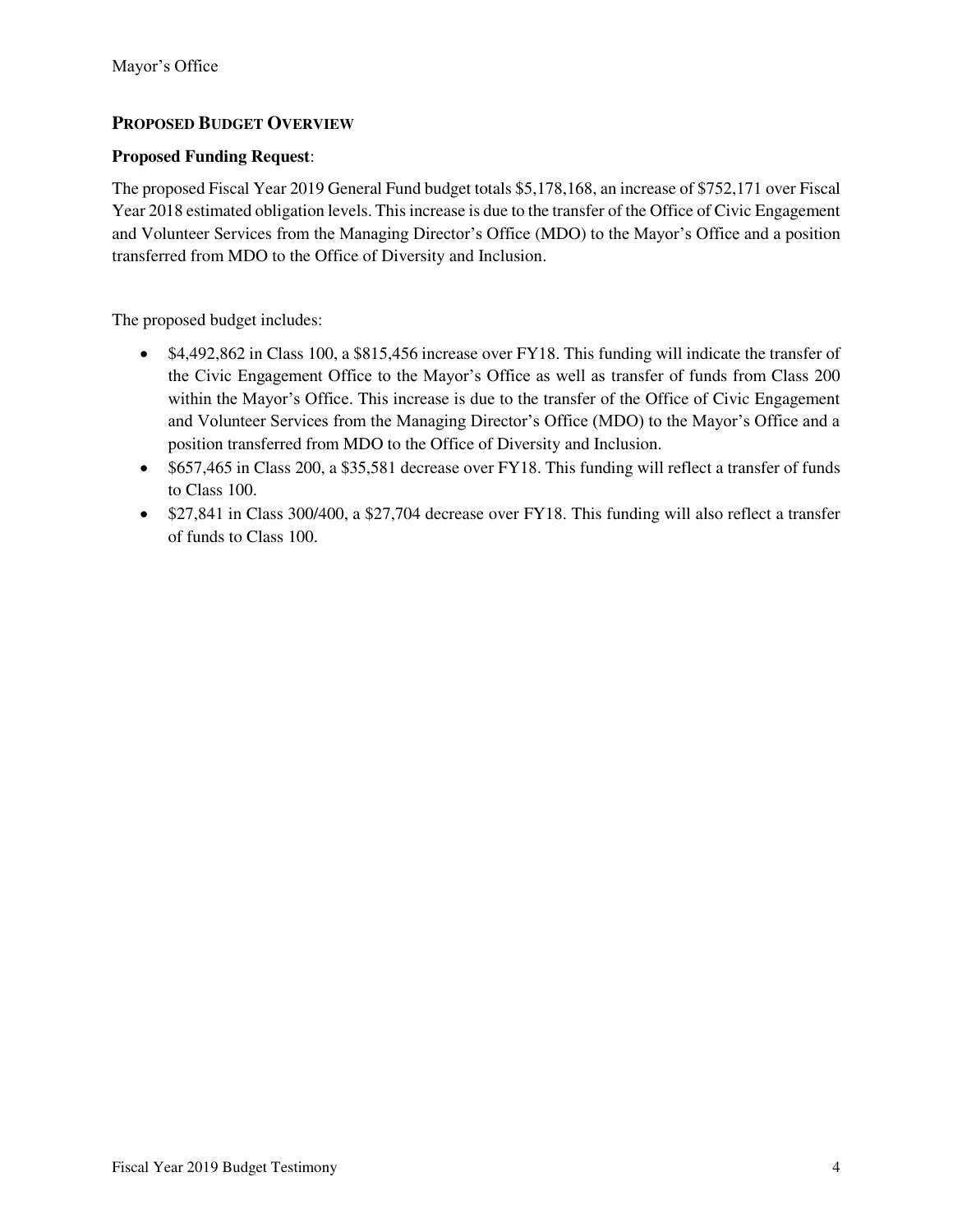## Proposed Budget Overview

**Proposed Funding Request**:

The proposed Fiscal Year 2019 General Fund budget totals $5,178,168, an increase of $752,171 over Fiscal Year 2018 estimated obligation levels. This increase is due to the transfer of the Office of Civic Engagement and Volunteer Services from the Managing Director's Office (MDO) to the Mayor's Office and a position transferred from MDO to the Office of Diversity and Inclusion.

The proposed budget includes:

- $4,492,862 in Class 100, a $815,456 increase over FY18. This funding will indicate the transfer of the Civic Engagement Office to the Mayor's Office as well as transfer of funds from Class 200 within the Mayor's Office. This increase is due to the transfer of the Office of Civic Engagement and Volunteer Services from the Managing Director's Office (MDO) to the Mayor's Office and a position transferred from MDO to the Office of Diversity and Inclusion.
- $657,465 in Class 200, a $35,581 decrease over FY18. This funding will reflect a transfer of funds to Class 100.
- $27,841 in Class 300/400, a $27,704 decrease over FY18. This funding will also reflect a transfer of funds to Class 100.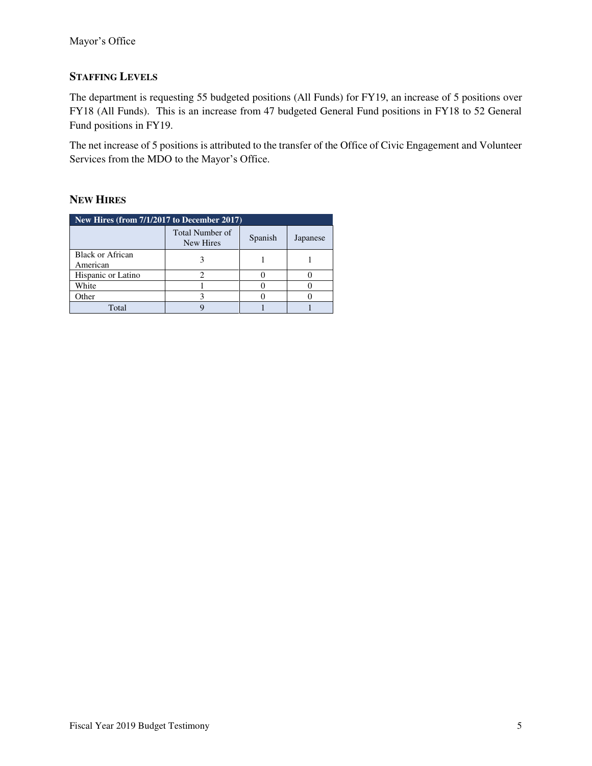## STAFFING LEVELS

The department is requesting 55 budgeted positions (All Funds) for FY19, an increase of 5 positions over FY18 (All Funds). This is an increase from 47 budgeted General Fund positions in FY18 to 52 General Fund positions in FY19.

The net increase of 5 positions is attributed to the transfer of the Office of Civic Engagement and Volunteer Services from the MDO to the Mayor's Office.

## NEW HIRES

| New Hires (from 7/1/2017 to December 2017) | | | |
|---|---|---|---|
| | Total Number of New Hires | Spanish | Japanese |
| Black or African American | 3 | 1 | 1 |
| Hispanic or Latino | 2 | 0 | 0 |
| White | 1 | 0 | 0 |
| Other | 3 | 0 | 0 |
| Total | 9 | 1 | 1 |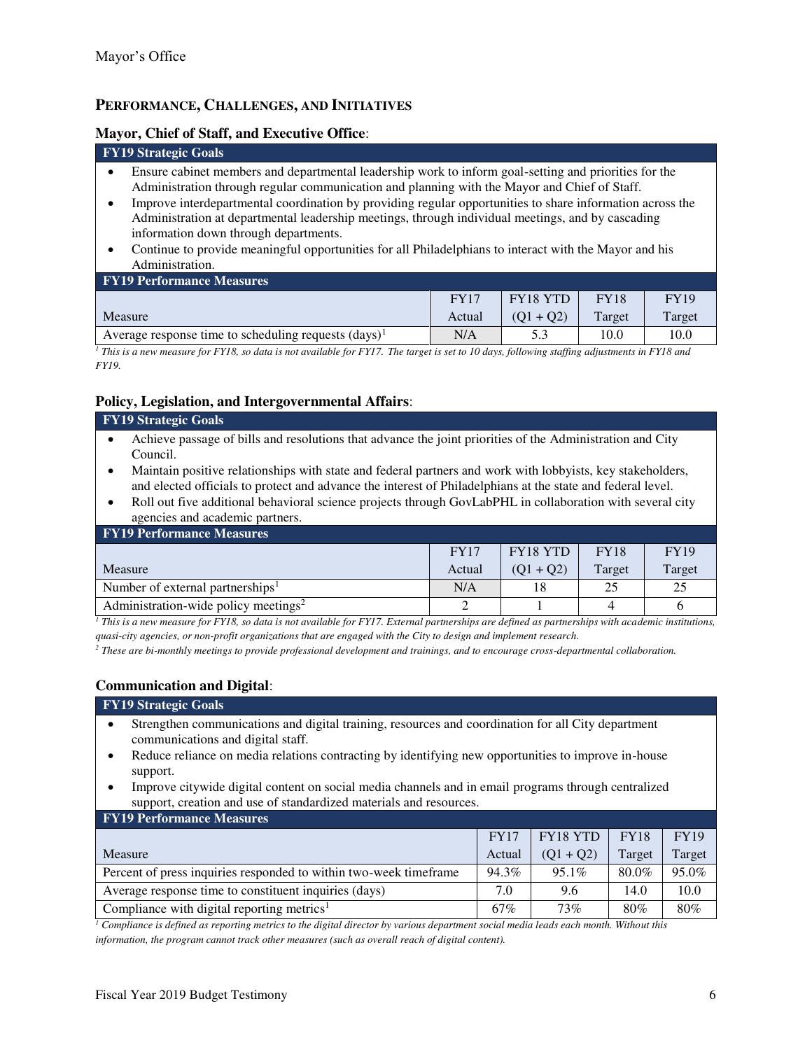## PERFORMANCE, CHALLENGES, AND INITIATIVES

### Mayor, Chief of Staff, and Executive Office:

**FY19 Strategic Goals**

- Ensure cabinet members and departmental leadership work to inform goal-setting and priorities for the Administration through regular communication and planning with the Mayor and Chief of Staff.
- Improve interdepartmental coordination by providing regular opportunities to share information across the Administration at departmental leadership meetings, through individual meetings, and by cascading information down through departments.
- Continue to provide meaningful opportunities for all Philadelphians to interact with the Mayor and his Administration.

**FY19 Performance Measures**

| Measure | FY17 Actual | FY18 YTD (Q1 + Q2) | FY18 Target | FY19 Target |
|---|---|---|---|---|
| Average response time to scheduling requests (days)[1] | N/A | 5.3 | 10.0 | 10.0 |

*[1] This is a new measure for FY18, so data is not available for FY17. The target is set to 10 days, following staffing adjustments in FY18 and FY19.*

### Policy, Legislation, and Intergovernmental Affairs:

**FY19 Strategic Goals**

- Achieve passage of bills and resolutions that advance the joint priorities of the Administration and City Council.
- Maintain positive relationships with state and federal partners and work with lobbyists, key stakeholders, and elected officials to protect and advance the interest of Philadelphians at the state and federal level.
- Roll out five additional behavioral science projects through GovLabPHL in collaboration with several city agencies and academic partners.

**FY19 Performance Measures**

| Measure | FY17 Actual | FY18 YTD (Q1 + Q2) | FY18 Target | FY19 Target |
|---|---|---|---|---|
| Number of external partnerships[1] | N/A | 18 | 25 | 25 |
| Administration-wide policy meetings[2] | 2 | 1 | 4 | 6 |

*[1] This is a new measure for FY18, so data is not available for FY17. External partnerships are defined as partnerships with academic institutions, quasi-city agencies, or non-profit organizations that are engaged with the City to design and implement research.*

*[2] These are bi-monthly meetings to provide professional development and trainings, and to encourage cross-departmental collaboration.*

### Communication and Digital:

**FY19 Strategic Goals**

- Strengthen communications and digital training, resources and coordination for all City department communications and digital staff.
- Reduce reliance on media relations contracting by identifying new opportunities to improve in-house support.
- Improve citywide digital content on social media channels and in email programs through centralized support, creation and use of standardized materials and resources.

**FY19 Performance Measures**

| Measure | FY17 Actual | FY18 YTD (Q1 + Q2) | FY18 Target | FY19 Target |
|---|---|---|---|---|
| Percent of press inquiries responded to within two-week timeframe | 94.3% | 95.1% | 80.0% | 95.0% |
| Average response time to constituent inquiries (days) | 7.0 | 9.6 | 14.0 | 10.0 |
| Compliance with digital reporting metrics[1] | 67% | 73% | 80% | 80% |

*[1] Compliance is defined as reporting metrics to the digital director by various department social media leads each month. Without this information, the program cannot track other measures (such as overall reach of digital content).*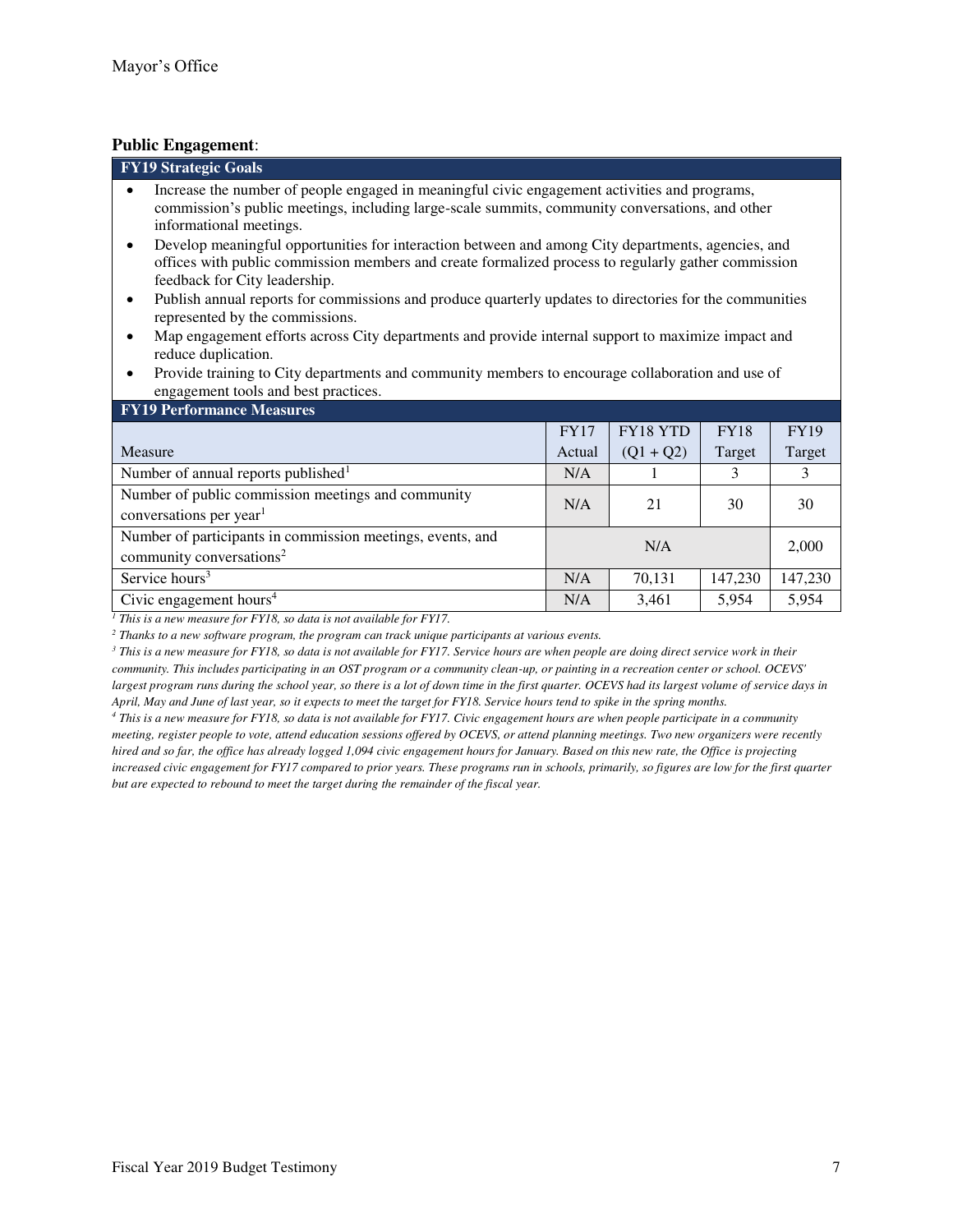**Public Engagement**:

| FY19 Strategic Goals |
|---|
| • Increase the number of people engaged in meaningful civic engagement activities and programs, commission's public meetings, including large-scale summits, community conversations, and other informational meetings. |
| • Develop meaningful opportunities for interaction between and among City departments, agencies, and offices with public commission members and create formalized process to regularly gather commission feedback for City leadership. |
| • Publish annual reports for commissions and produce quarterly updates to directories for the communities represented by the commissions. |
| • Map engagement efforts across City departments and provide internal support to maximize impact and reduce duplication. |
| • Provide training to City departments and community members to encourage collaboration and use of engagement tools and best practices. |

**FY19 Performance Measures**

| Measure | FY17 Actual | FY18 YTD (Q1 + Q2) | FY18 Target | FY19 Target |
|---|---|---|---|---|
| Number of annual reports published[1] | N/A | 1 | 3 | 3 |
| Number of public commission meetings and community conversations per year[1] | N/A | 21 | 30 | 30 |
| Number of participants in commission meetings, events, and community conversations[2] | N/A | | | 2,000 |
| Service hours[3] | N/A | 70,131 | 147,230 | 147,230 |
| Civic engagement hours[4] | N/A | 3,461 | 5,954 | 5,954 |

*[1] This is a new measure for FY18, so data is not available for FY17.*

*[2] Thanks to a new software program, the program can track unique participants at various events.*

*[3] This is a new measure for FY18, so data is not available for FY17. Service hours are when people are doing direct service work in their community. This includes participating in an OST program or a community clean-up, or painting in a recreation center or school. OCEVS' largest program runs during the school year, so there is a lot of down time in the first quarter. OCEVS had its largest volume of service days in April, May and June of last year, so it expects to meet the target for FY18. Service hours tend to spike in the spring months.*

*[4] This is a new measure for FY18, so data is not available for FY17. Civic engagement hours are when people participate in a community meeting, register people to vote, attend education sessions offered by OCEVS, or attend planning meetings. Two new organizers were recently hired and so far, the office has already logged 1,094 civic engagement hours for January. Based on this new rate, the Office is projecting increased civic engagement for FY17 compared to prior years. These programs run in schools, primarily, so figures are low for the first quarter but are expected to rebound to meet the target during the remainder of the fiscal year.*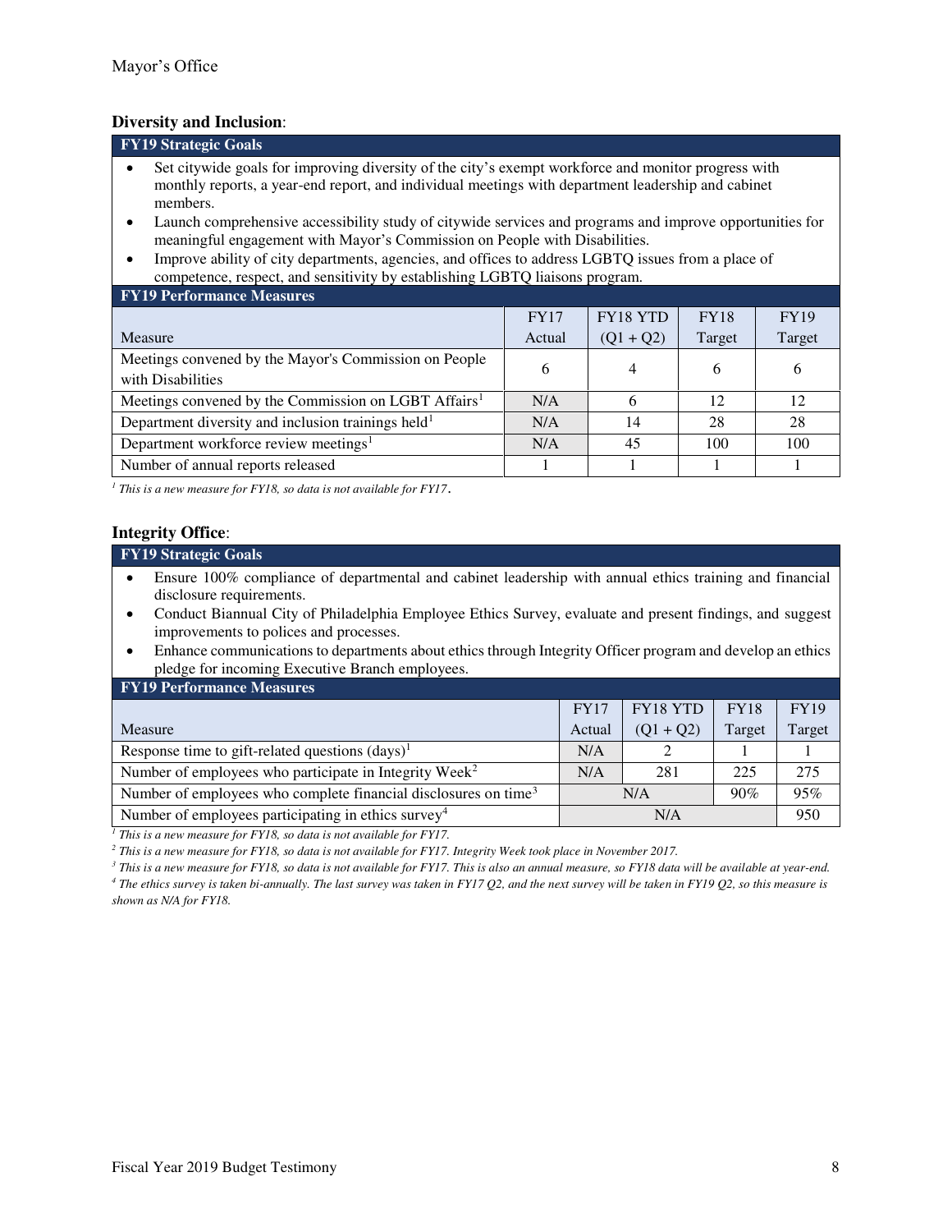**Diversity and Inclusion**:

| FY19 Strategic Goals |
|---|
| • Set citywide goals for improving diversity of the city's exempt workforce and monitor progress with monthly reports, a year-end report, and individual meetings with department leadership and cabinet members.<br>• Launch comprehensive accessibility study of citywide services and programs and improve opportunities for meaningful engagement with Mayor's Commission on People with Disabilities.<br>• Improve ability of city departments, agencies, and offices to address LGBTQ issues from a place of competence, respect, and sensitivity by establishing LGBTQ liaisons program. |

**FY19 Performance Measures**

| Measure | FY17 Actual | FY18 YTD (Q1 + Q2) | FY18 Target | FY19 Target |
|---|---|---|---|---|
| Meetings convened by the Mayor's Commission on People with Disabilities | 6 | 4 | 6 | 6 |
| Meetings convened by the Commission on LGBT Affairs[1] | N/A | 6 | 12 | 12 |
| Department diversity and inclusion trainings held[1] | N/A | 14 | 28 | 28 |
| Department workforce review meetings[1] | N/A | 45 | 100 | 100 |
| Number of annual reports released | 1 | 1 | 1 | 1 |

*[1] This is a new measure for FY18, so data is not available for FY17.*

**Integrity Office**:

| FY19 Strategic Goals |
|---|
| • Ensure 100% compliance of departmental and cabinet leadership with annual ethics training and financial disclosure requirements.<br>• Conduct Biannual City of Philadelphia Employee Ethics Survey, evaluate and present findings, and suggest improvements to polices and processes.<br>• Enhance communications to departments about ethics through Integrity Officer program and develop an ethics pledge for incoming Executive Branch employees. |

**FY19 Performance Measures**

| Measure | FY17 Actual | FY18 YTD (Q1 + Q2) | FY18 Target | FY19 Target |
|---|---|---|---|---|
| Response time to gift-related questions (days)[1] | N/A | 2 | 1 | 1 |
| Number of employees who participate in Integrity Week[2] | N/A | 281 | 225 | 275 |
| Number of employees who complete financial disclosures on time[3] | N/A | | 90% | 95% |
| Number of employees participating in ethics survey[4] | N/A | | | 950 |

*[1] This is a new measure for FY18, so data is not available for FY17.*

*[2] This is a new measure for FY18, so data is not available for FY17. Integrity Week took place in November 2017.*

*[3] This is a new measure for FY18, so data is not available for FY17. This is also an annual measure, so FY18 data will be available at year-end.*

*[4] The ethics survey is taken bi-annually. The last survey was taken in FY17 Q2, and the next survey will be taken in FY19 Q2, so this measure is shown as N/A for FY18.*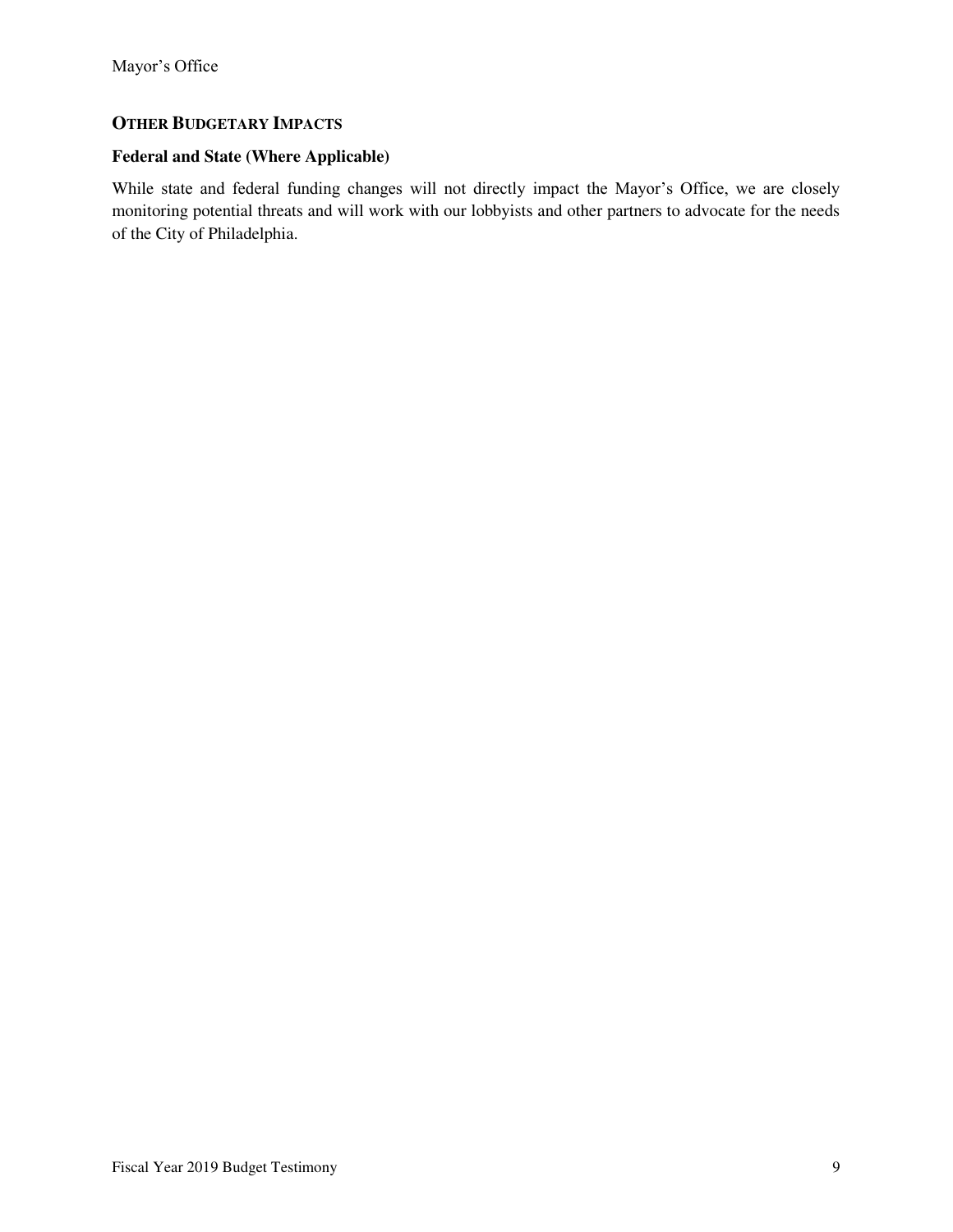## OTHER BUDGETARY IMPACTS

### Federal and State (Where Applicable)

While state and federal funding changes will not directly impact the Mayor's Office, we are closely monitoring potential threats and will work with our lobbyists and other partners to advocate for the needs of the City of Philadelphia.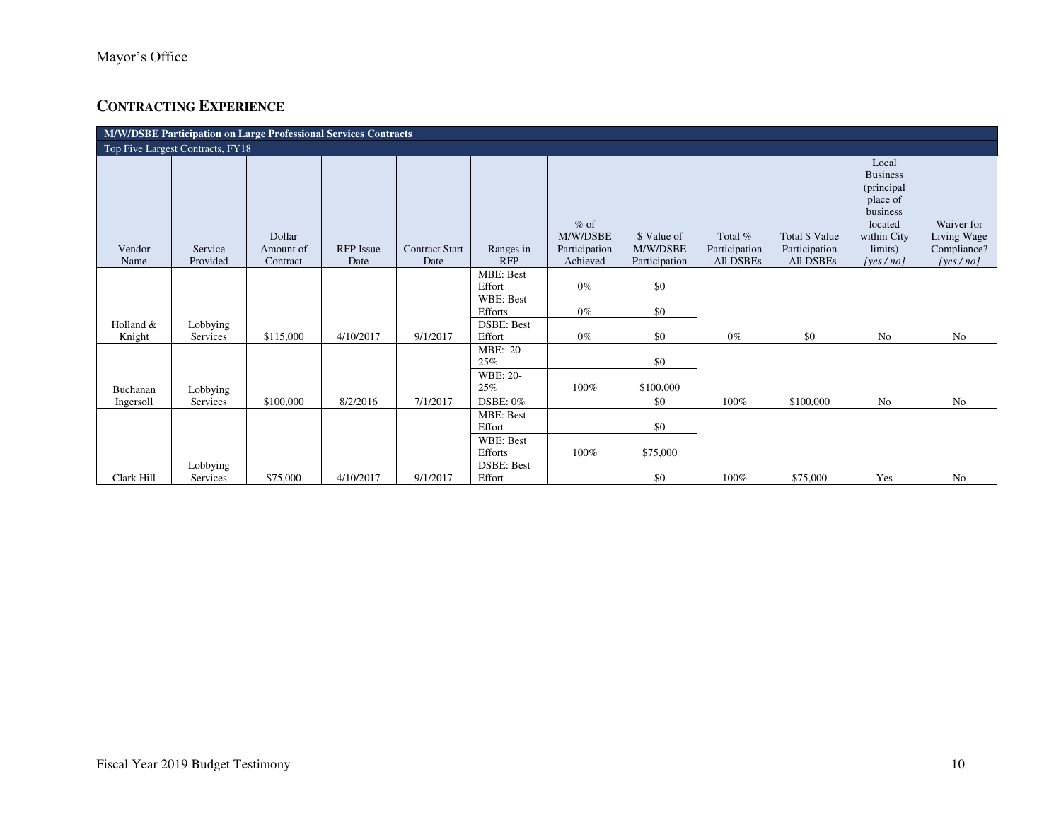## CONTRACTING EXPERIENCE

| M/W/DSBE Participation on Large Professional Services Contracts | | | | | | | | | | | |
|---|---|---|---|---|---|---|---|---|---|---|---|
| Top Five Largest Contracts, FY18 | | | | | | | | | | | |
| Vendor Name | Service Provided | Dollar Amount of Contract | RFP Issue Date | Contract Start Date | Ranges in RFP | % of M/W/DSBE Participation Achieved | $ Value of M/W/DSBE Participation | Total % Participation - All DSBEs | Total $ Value Participation - All DSBEs | Local Business (principal place of business located within City limits) *[yes / no]* | Waiver for Living Wage Compliance? *[yes / no]* |
| Holland & Knight | Lobbying Services | $115,000 | 4/10/2017 | 9/1/2017 | MBE: Best Effort | 0% | $0 | 0% | $0 | No | No |
| | | | | | WBE: Best Efforts | 0% | $0 | | | | |
| | | | | | DSBE: Best Effort | 0% | $0 | | | | |
| Buchanan Ingersoll | Lobbying Services | $100,000 | 8/2/2016 | 7/1/2017 | MBE: 20-25% | | $0 | 100% | $100,000 | No | No |
| | | | | | WBE: 20-25% | 100% | $100,000 | | | | |
| | | | | | DSBE: 0% | | $0 | | | | |
| Clark Hill | Lobbying Services | $75,000 | 4/10/2017 | 9/1/2017 | MBE: Best Effort | | $0 | 100% | $75,000 | Yes | No |
| | | | | | WBE: Best Efforts | 100% | $75,000 | | | | |
| | | | | | DSBE: Best Effort | | $0 | | | | |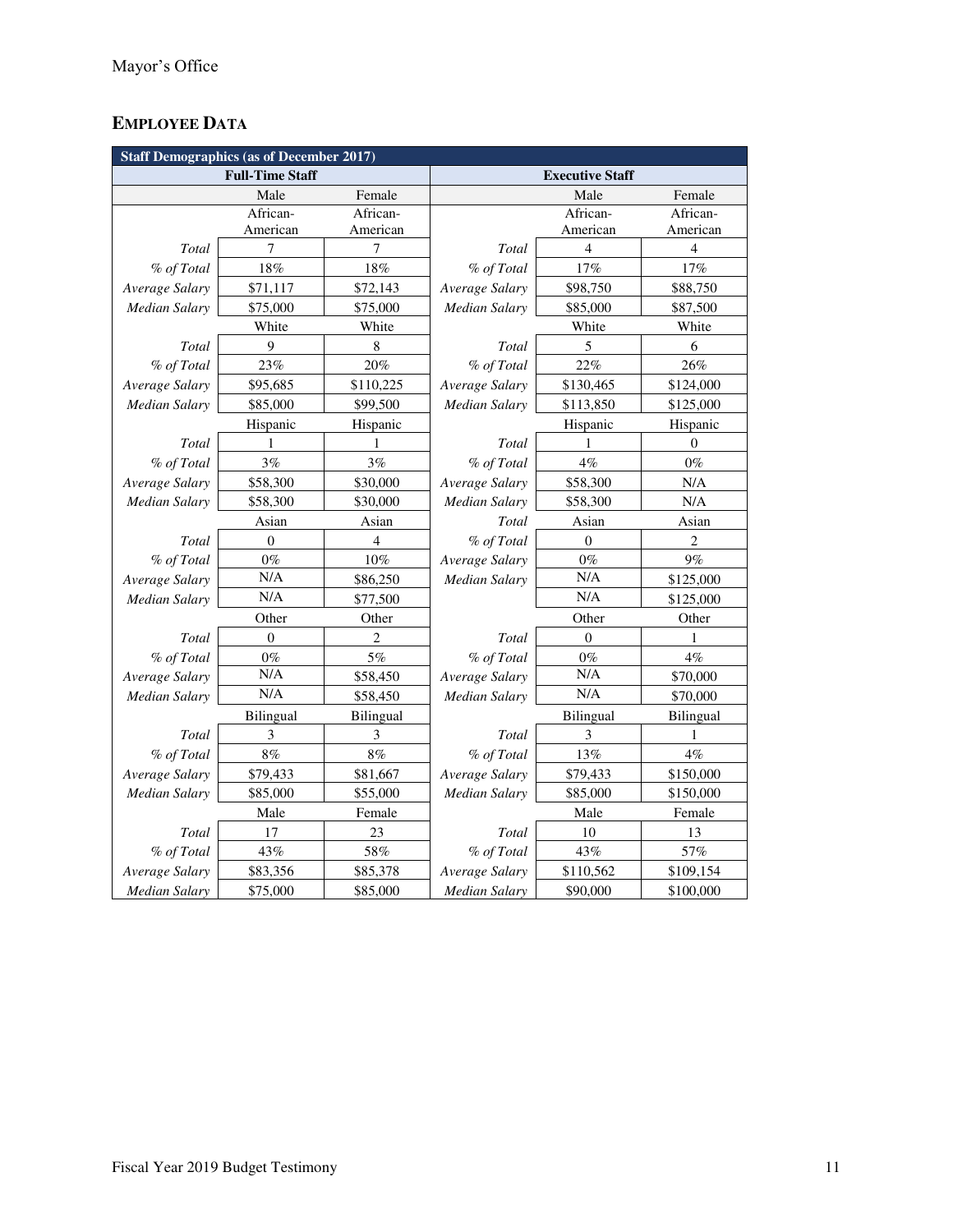## EMPLOYEE DATA

| Staff Demographics (as of December 2017) | | | | | |
|---|---|---|---|---|---|
| Full-Time Staff | | | Executive Staff | | |
| | Male | Female | | Male | Female |
| | African-American | African-American | | African-American | African-American |
| *Total* | 7 | 7 | *Total* | 4 | 4 |
| *% of Total* | 18% | 18% | *% of Total* | 17% | 17% |
| *Average Salary* | $71,117 | $72,143 | *Average Salary* | $98,750 | $88,750 |
| *Median Salary* | $75,000 | $75,000 | *Median Salary* | $85,000 | $87,500 |
| | White | White | | White | White |
| *Total* | 9 | 8 | *Total* | 5 | 6 |
| *% of Total* | 23% | 20% | *% of Total* | 22% | 26% |
| *Average Salary* | $95,685 | $110,225 | *Average Salary* | $130,465 | $124,000 |
| *Median Salary* | $85,000 | $99,500 | *Median Salary* | $113,850 | $125,000 |
| | Hispanic | Hispanic | | Hispanic | Hispanic |
| *Total* | 1 | 1 | *Total* | 1 | 0 |
| *% of Total* | 3% | 3% | *% of Total* | 4% | 0% |
| *Average Salary* | $58,300 | $30,000 | *Average Salary* | $58,300 | N/A |
| *Median Salary* | $58,300 | $30,000 | *Median Salary* | $58,300 | N/A |
| | Asian | Asian | *Total* | Asian | Asian |
| *Total* | 0 | 4 | *% of Total* | 0 | 2 |
| *% of Total* | 0% | 10% | *Average Salary* | 0% | 9% |
| *Average Salary* | N/A | $86,250 | *Median Salary* | N/A | $125,000 |
| *Median Salary* | N/A | $77,500 | | N/A | $125,000 |
| | Other | Other | | Other | Other |
| *Total* | 0 | 2 | *Total* | 0 | 1 |
| *% of Total* | 0% | 5% | *% of Total* | 0% | 4% |
| *Average Salary* | N/A | $58,450 | *Average Salary* | N/A | $70,000 |
| *Median Salary* | N/A | $58,450 | *Median Salary* | N/A | $70,000 |
| | Bilingual | Bilingual | | Bilingual | Bilingual |
| *Total* | 3 | 3 | *Total* | 3 | 1 |
| *% of Total* | 8% | 8% | *% of Total* | 13% | 4% |
| *Average Salary* | $79,433 | $81,667 | *Average Salary* | $79,433 | $150,000 |
| *Median Salary* | $85,000 | $55,000 | *Median Salary* | $85,000 | $150,000 |
| | Male | Female | | Male | Female |
| *Total* | 17 | 23 | *Total* | 10 | 13 |
| *% of Total* | 43% | 58% | *% of Total* | 43% | 57% |
| *Average Salary* | $83,356 | $85,378 | *Average Salary* | $110,562 | $109,154 |
| *Median Salary* | $75,000 | $85,000 | *Median Salary* | $90,000 | $100,000 |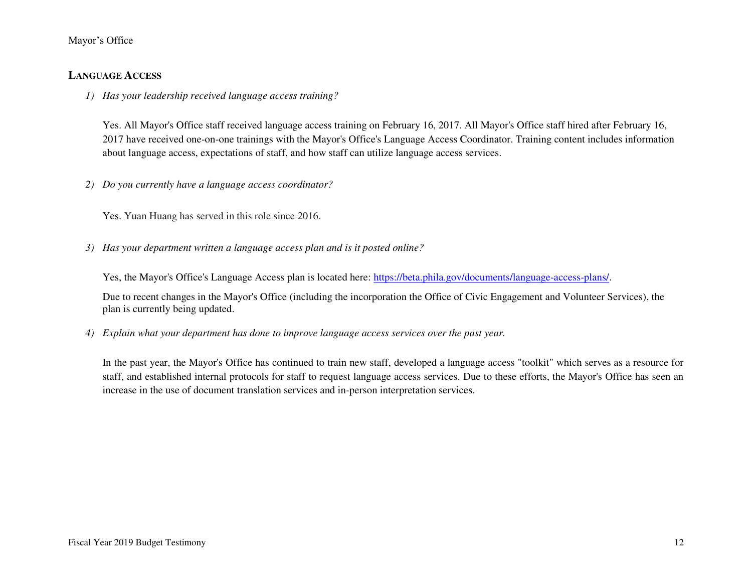## Language Access

1) *Has your leadership received language access training?*

   Yes. All Mayor's Office staff received language access training on February 16, 2017. All Mayor's Office staff hired after February 16, 2017 have received one-on-one trainings with the Mayor's Office's Language Access Coordinator. Training content includes information about language access, expectations of staff, and how staff can utilize language access services.

2) *Do you currently have a language access coordinator?*

   Yes. Yuan Huang has served in this role since 2016.

3) *Has your department written a language access plan and is it posted online?*

   Yes, the Mayor's Office's Language Access plan is located here: [https://beta.phila.gov/documents/language-access-plans/](https://beta.phila.gov/documents/language-access-plans/).

   Due to recent changes in the Mayor's Office (including the incorporation the Office of Civic Engagement and Volunteer Services), the plan is currently being updated.

4) *Explain what your department has done to improve language access services over the past year.*

   In the past year, the Mayor's Office has continued to train new staff, developed a language access "toolkit" which serves as a resource for staff, and established internal protocols for staff to request language access services. Due to these efforts, the Mayor's Office has seen an increase in the use of document translation services and in-person interpretation services.